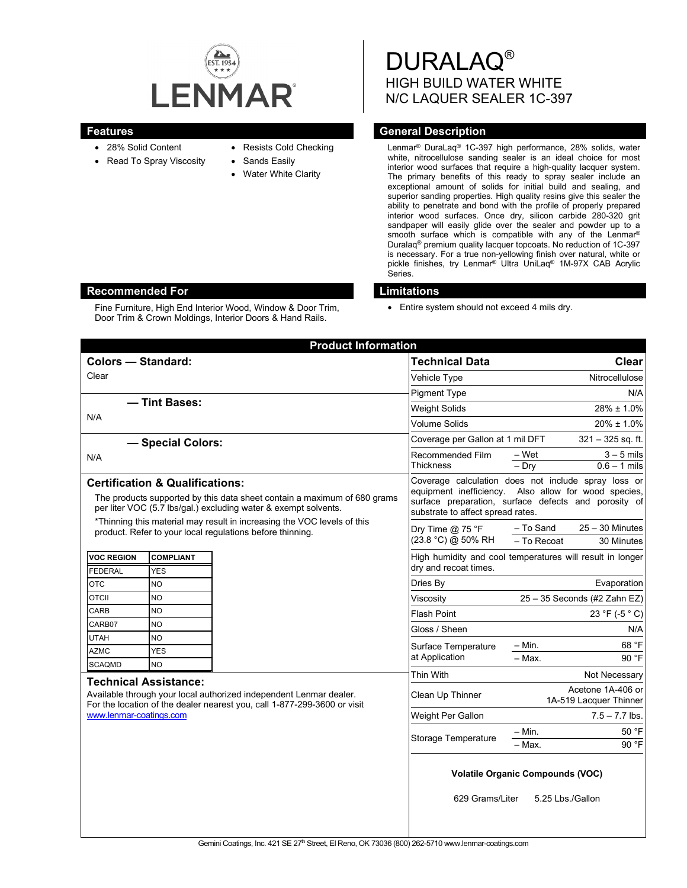LENMAR

EST. 1954

# DURALAQ®

## HIGH BUILD WATER WHITE N/C LAQUER SEALER 1C-397

## Features

- 28% Solid Content
- Read To Spray Viscosity
- Resists Cold Checking
- Sands Easily
- Water White Clarity

## General Description

Lenmar® DuraLaq® 1C-397 high performance, 28% solids, water white, nitrocellulose sanding sealer is an ideal choice for most interior wood surfaces that require a high-quality lacquer system. The primary benefits of this ready to spray sealer include an exceptional amount of solids for initial build and sealing, and superior sanding properties. High quality resins give this sealer the ability to penetrate and bond with the profile of properly prepared interior wood surfaces. Once dry, silicon carbide 280-320 grit sandpaper will easily glide over the sealer and powder up to a smooth surface which is compatible with any of the Lenmar® Duralaq® premium quality lacquer topcoats. No reduction of 1C-397 is necessary. For a true non-yellowing finish over natural, white or pickle finishes, try Lenmar® Ultra UniLaq® 1M-97X CAB Acrylic Series.

## Recommended For

Fine Furniture, High End Interior Wood, Window & Door Trim, Door Trim & Crown Moldings, Interior Doors & Hand Rails.

## Limitations

- Entire system should not exceed 4 mils dry.

## Product Information

### Colors — Standard:

Clear

### — Tint Bases:

N/A

### — Special Colors:

N/A

### Certification & Qualifications:

The products supported by this data sheet contain a maximum of 680 grams per liter VOC (5.7 lbs/gal.) excluding water & exempt solvents.

*Thinning this material may result in increasing the VOC levels of this product. Refer to your local regulations before thinning.

| VOC REGION | COMPLIANT |
|---|---|
| FEDERAL | YES |
| OTC | NO |
| OTCII | NO |
| CARB | NO |
| CARB07 | NO |
| UTAH | NO |
| AZMC | YES |
| SCAQMD | NO |

### Technical Assistance:

Available through your local authorized independent Lenmar dealer. For the location of the dealer nearest you, call 1-877-299-3600 or visit www.lenmar-coatings.com

| Technical Data | | Clear |
|---|---|---|
| Vehicle Type | | Nitrocellulose |
| Pigment Type | | N/A |
| Weight Solids | | 28% ± 1.0% |
| Volume Solids | | 20% ± 1.0% |
| Coverage per Gallon at 1 mil DFT | | 321 – 325 sq. ft. |
| Recommended Film Thickness | – Wet | 3 – 5 mils |
| | – Dry | 0.6 – 1 mils |
| Coverage calculation does not include spray loss or equipment inefficiency. Also allow for wood species, surface preparation, surface defects and porosity of substrate to affect spread rates. | | |
| Dry Time @ 75 °F (23.8 °C) @ 50% RH | – To Sand | 25 – 30 Minutes |
| | – To Recoat | 30 Minutes |
| High humidity and cool temperatures will result in longer dry and recoat times. | | |
| Dries By | | Evaporation |
| Viscosity | | 25 – 35 Seconds (#2 Zahn EZ) |
| Flash Point | | 23 °F (-5 ° C) |
| Gloss / Sheen | | N/A |
| Surface Temperature at Application | – Min. | 68 °F |
| | – Max. | 90 °F |
| Thin With | | Not Necessary |
| Clean Up Thinner | | Acetone 1A-406 or 1A-519 Lacquer Thinner |
| Weight Per Gallon | | 7.5 – 7.7 lbs. |
| Storage Temperature | – Min. | 50 °F |
| | – Max. | 90 °F |

**Volatile Organic Compounds (VOC)**

629 Grams/Liter 5.25 Lbs./Gallon

Gemini Coatings, Inc. 421 SE 27th Street, El Reno, OK 73036 (800) 262-5710 www.lenmar-coatings.com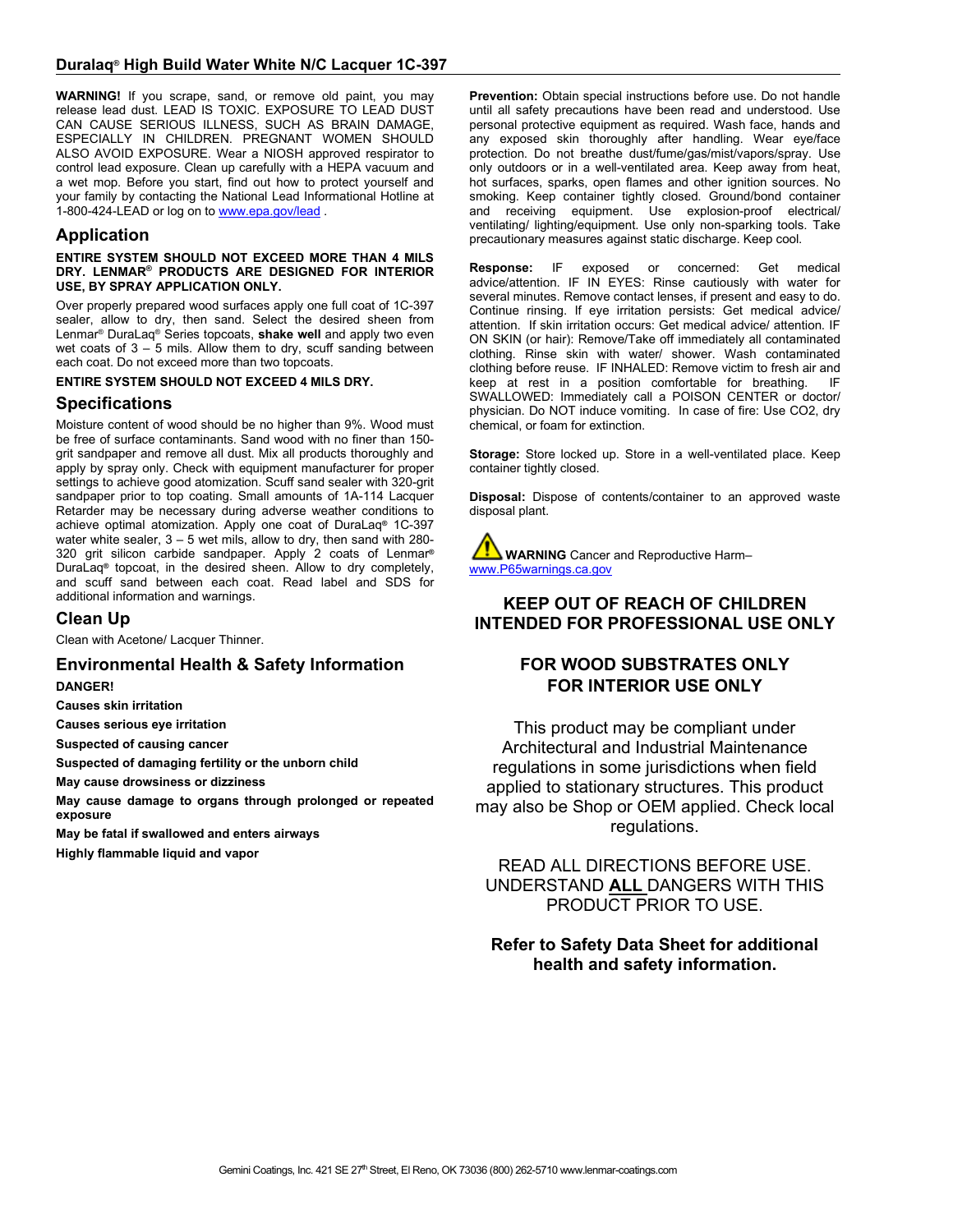**Duralaq® High Build Water White N/C Lacquer 1C-397**

**WARNING!** If you scrape, sand, or remove old paint, you may release lead dust. LEAD IS TOXIC. EXPOSURE TO LEAD DUST CAN CAUSE SERIOUS ILLNESS, SUCH AS BRAIN DAMAGE, ESPECIALLY IN CHILDREN. PREGNANT WOMEN SHOULD ALSO AVOID EXPOSURE. Wear a NIOSH approved respirator to control lead exposure. Clean up carefully with a HEPA vacuum and a wet mop. Before you start, find out how to protect yourself and your family by contacting the National Lead Informational Hotline at 1-800-424-LEAD or log on to www.epa.gov/lead .

## Application

**ENTIRE SYSTEM SHOULD NOT EXCEED MORE THAN 4 MILS DRY. LENMAR® PRODUCTS ARE DESIGNED FOR INTERIOR USE, BY SPRAY APPLICATION ONLY.**

Over properly prepared wood surfaces apply one full coat of 1C-397 sealer, allow to dry, then sand. Select the desired sheen from Lenmar® DuraLaq® Series topcoats, **shake well** and apply two even wet coats of 3 – 5 mils. Allow them to dry, scuff sanding between each coat. Do not exceed more than two topcoats.

**ENTIRE SYSTEM SHOULD NOT EXCEED 4 MILS DRY.**

## Specifications

Moisture content of wood should be no higher than 9%. Wood must be free of surface contaminants. Sand wood with no finer than 150-grit sandpaper and remove all dust. Mix all products thoroughly and apply by spray only. Check with equipment manufacturer for proper settings to achieve good atomization. Scuff sand sealer with 320-grit sandpaper prior to top coating. Small amounts of 1A-114 Lacquer Retarder may be necessary during adverse weather conditions to achieve optimal atomization. Apply one coat of DuraLaq® 1C-397 water white sealer, 3 – 5 wet mils, allow to dry, then sand with 280-320 grit silicon carbide sandpaper. Apply 2 coats of Lenmar® DuraLaq® topcoat, in the desired sheen. Allow to dry completely, and scuff sand between each coat. Read label and SDS for additional information and warnings.

## Clean Up

Clean with Acetone/ Lacquer Thinner.

## Environmental Health & Safety Information

**DANGER!**

**Causes skin irritation**

**Causes serious eye irritation**

**Suspected of causing cancer**

**Suspected of damaging fertility or the unborn child**

**May cause drowsiness or dizziness**

**May cause damage to organs through prolonged or repeated exposure**

**May be fatal if swallowed and enters airways**

**Highly flammable liquid and vapor**

**Prevention:** Obtain special instructions before use. Do not handle until all safety precautions have been read and understood. Use personal protective equipment as required. Wash face, hands and any exposed skin thoroughly after handling. Wear eye/face protection. Do not breathe dust/fume/gas/mist/vapors/spray. Use only outdoors or in a well-ventilated area. Keep away from heat, hot surfaces, sparks, open flames and other ignition sources. No smoking. Keep container tightly closed. Ground/bond container and receiving equipment. Use explosion-proof electrical/ ventilating/ lighting/equipment. Use only non-sparking tools. Take precautionary measures against static discharge. Keep cool.

**Response:** IF exposed or concerned: Get medical advice/attention. IF IN EYES: Rinse cautiously with water for several minutes. Remove contact lenses, if present and easy to do. Continue rinsing. If eye irritation persists: Get medical advice/ attention. If skin irritation occurs: Get medical advice/ attention. IF ON SKIN (or hair): Remove/Take off immediately all contaminated clothing. Rinse skin with water/ shower. Wash contaminated clothing before reuse. IF INHALED: Remove victim to fresh air and keep at rest in a position comfortable for breathing. IF SWALLOWED: Immediately call a POISON CENTER or doctor/ physician. Do NOT induce vomiting. In case of fire: Use CO2, dry chemical, or foam for extinction.

**Storage:** Store locked up. Store in a well-ventilated place. Keep container tightly closed.

**Disposal:** Dispose of contents/container to an approved waste disposal plant.

⚠ **WARNING** Cancer and Reproductive Harm– www.P65warnings.ca.gov

**KEEP OUT OF REACH OF CHILDREN**
**INTENDED FOR PROFESSIONAL USE ONLY**

**FOR WOOD SUBSTRATES ONLY**
**FOR INTERIOR USE ONLY**

This product may be compliant under Architectural and Industrial Maintenance regulations in some jurisdictions when field applied to stationary structures. This product may also be Shop or OEM applied. Check local regulations.

READ ALL DIRECTIONS BEFORE USE. UNDERSTAND **ALL** DANGERS WITH THIS PRODUCT PRIOR TO USE.

**Refer to Safety Data Sheet for additional health and safety information.**

Gemini Coatings, Inc. 421 SE 27th Street, El Reno, OK 73036 (800) 262-5710 www.lenmar-coatings.com